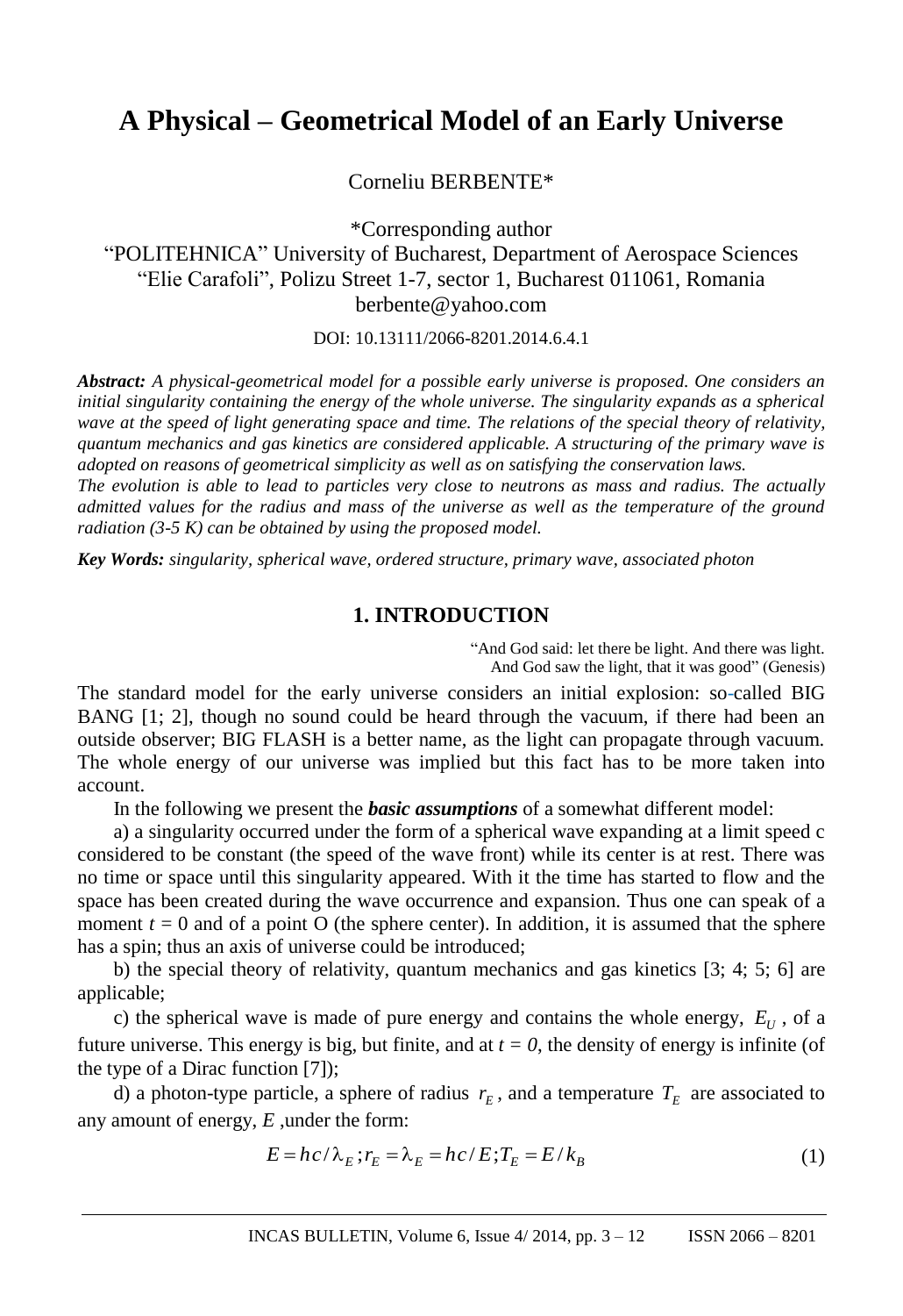# A Physical – Geometrical Model of an Early Universe

Corneliu BERBENTE*

*Corresponding author
"POLITEHNICA" University of Bucharest, Department of Aerospace Sciences
"Elie Carafoli", Polizu Street 1-7, sector 1, Bucharest 011061, Romania
berbente@yahoo.com

DOI: 10.13111/2066-8201.2014.6.4.1

***Abstract:*** *A physical-geometrical model for a possible early universe is proposed. One considers an initial singularity containing the energy of the whole universe. The singularity expands as a spherical wave at the speed of light generating space and time. The relations of the special theory of relativity, quantum mechanics and gas kinetics are considered applicable. A structuring of the primary wave is adopted on reasons of geometrical simplicity as well as on satisfying the conservation laws.*
*The evolution is able to lead to particles very close to neutrons as mass and radius. The actually admitted values for the radius and mass of the universe as well as the temperature of the ground radiation (3-5 K) can be obtained by using the proposed model.*

***Key Words:*** *singularity, spherical wave, ordered structure, primary wave, associated photon*

## 1. INTRODUCTION

"And God said: let there be light. And there was light.
And God saw the light, that it was good" (Genesis)

The standard model for the early universe considers an initial explosion: so-called BIG BANG [1; 2], though no sound could be heard through the vacuum, if there had been an outside observer; BIG FLASH is a better name, as the light can propagate through vacuum. The whole energy of our universe was implied but this fact has to be more taken into account.

In the following we present the ***basic assumptions*** of a somewhat different model:

a) a singularity occurred under the form of a spherical wave expanding at a limit speed c considered to be constant (the speed of the wave front) while its center is at rest. There was no time or space until this singularity appeared. With it the time has started to flow and the space has been created during the wave occurrence and expansion. Thus one can speak of a moment $t = 0$ and of a point O (the sphere center). In addition, it is assumed that the sphere has a spin; thus an axis of universe could be introduced;

b) the special theory of relativity, quantum mechanics and gas kinetics [3; 4; 5; 6] are applicable;

c) the spherical wave is made of pure energy and contains the whole energy, $E_U$, of a future universe. This energy is big, but finite, and at $t = 0$, the density of energy is infinite (of the type of a Dirac function [7]);

d) a photon-type particle, a sphere of radius $r_E$, and a temperature $T_E$ are associated to any amount of energy, $E$, under the form:

$$E = hc/\lambda_E; r_E = \lambda_E = hc/E; T_E = E/k_B \tag{1}$$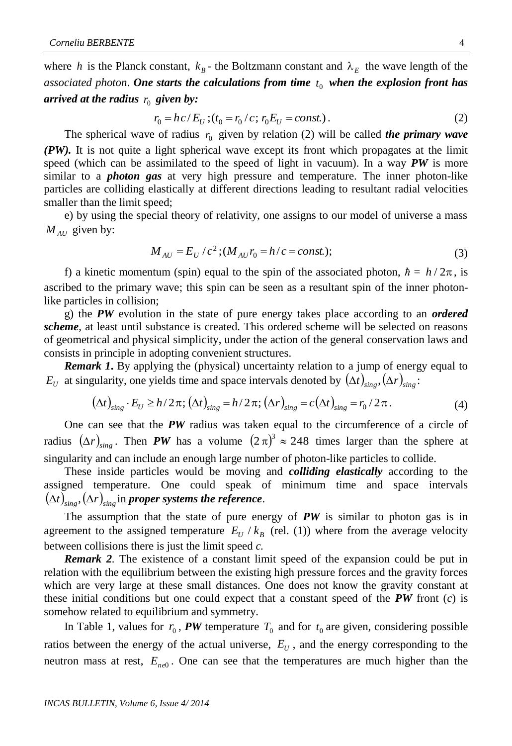where $h$ is the Planck constant, $k_B$ - the Boltzmann constant and $\lambda_E$ the wave length of the *associated photon*. ***One starts the calculations from time*** $t_0$ ***when the explosion front has arrived at the radius*** $r_0$ ***given by:***

$$r_0 = hc / E_U \,; (t_0 = r_0 / c;\, r_0 E_U = const.)\,. \tag{2}$$

The spherical wave of radius $r_0$ given by relation (2) will be called ***the primary wave (PW).*** It is not quite a light spherical wave except its front which propagates at the limit speed (which can be assimilated to the speed of light in vacuum). In a way ***PW*** is more similar to a ***photon gas*** at very high pressure and temperature. The inner photon-like particles are colliding elastically at different directions leading to resultant radial velocities smaller than the limit speed;

e) by using the special theory of relativity, one assigns to our model of universe a mass $M_{AU}$ given by:

$$M_{AU} = E_U / c^2 ; (M_{AU} r_0 = h / c = const.); \tag{3}$$

f) a kinetic momentum (spin) equal to the spin of the associated photon, $\hbar = h / 2\pi$, is ascribed to the primary wave; this spin can be seen as a resultant spin of the inner photon-like particles in collision;

g) the ***PW*** evolution in the state of pure energy takes place according to an ***ordered scheme***, at least until substance is created. This ordered scheme will be selected on reasons of geometrical and physical simplicity, under the action of the general conservation laws and consists in principle in adopting convenient structures.

***Remark 1.*** By applying the (physical) uncertainty relation to a jump of energy equal to $E_U$ at singularity, one yields time and space intervals denoted by $(\Delta t)_{sing}, (\Delta r)_{sing}$:

$$(\Delta t)_{sing} \cdot E_U \geq h / 2\pi ;\, (\Delta t)_{sing} = h / 2\pi ;\, (\Delta r)_{sing} = c(\Delta t)_{sing} = r_0 / 2\pi \,. \tag{4}$$

One can see that the ***PW*** radius was taken equal to the circumference of a circle of radius $(\Delta r)_{sing}$. Then ***PW*** has a volume $(2\pi)^3 \approx 248$ times larger than the sphere at singularity and can include an enough large number of photon-like particles to collide.

These inside particles would be moving and ***colliding elastically*** according to the assigned temperature. One could speak of minimum time and space intervals $(\Delta t)_{sing}, (\Delta r)_{sing}$ in ***proper systems the reference***.

The assumption that the state of pure energy of ***PW*** is similar to photon gas is in agreement to the assigned temperature $E_U / k_B$ (rel. (1)) where from the average velocity between collisions there is just the limit speed *c*.

***Remark 2.*** The existence of a constant limit speed of the expansion could be put in relation with the equilibrium between the existing high pressure forces and the gravity forces which are very large at these small distances. One does not know the gravity constant at these initial conditions but one could expect that a constant speed of the ***PW*** front ($c$) is somehow related to equilibrium and symmetry.

In Table 1, values for $r_0$, ***PW*** temperature $T_0$ and for $t_0$ are given, considering possible ratios between the energy of the actual universe, $E_U$, and the energy corresponding to the neutron mass at rest, $E_{ne0}$. One can see that the temperatures are much higher than the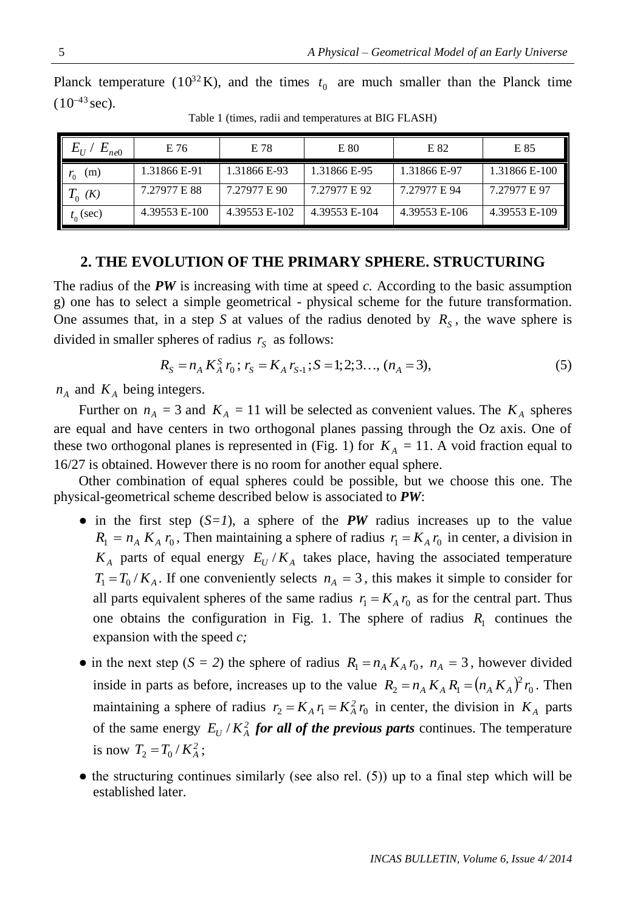Planck temperature ($10^{32}$ K), and the times $t_0$ are much smaller than the Planck time ($10^{-43}$ sec).

Table 1 (times, radii and temperatures at BIG FLASH)

| $E_U$ / $E_{ne0}$ | E 76 | E 78 | E 80 | E 82 | E 85 |
|---|---|---|---|---|---|
| $r_0$ (m) | 1.31866 E-91 | 1.31866 E-93 | 1.31866 E-95 | 1.31866 E-97 | 1.31866 E-100 |
| $T_0$ *(K)* | 7.27977 E 88 | 7.27977 E 90 | 7.27977 E 92 | 7.27977 E 94 | 7.27977 E 97 |
| $t_0$ (sec) | 4.39553 E-100 | 4.39553 E-102 | 4.39553 E-104 | 4.39553 E-106 | 4.39553 E-109 |

## 2. THE EVOLUTION OF THE PRIMARY SPHERE. STRUCTURING

The radius of the ***PW*** is increasing with time at speed *c*. According to the basic assumption g) one has to select a simple geometrical - physical scheme for the future transformation. One assumes that, in a step *S* at values of the radius denoted by $R_S$, the wave sphere is divided in smaller spheres of radius $r_S$ as follows:

$$R_S = n_A K_A^S r_0 \, ; \, r_S = K_A r_{S\text{-}1} \, ; S = 1;2;3\ldots, \, (n_A = 3), \tag{5}$$

$n_A$ and $K_A$ being integers.

Further on $n_A$ = 3 and $K_A$ = 11 will be selected as convenient values. The $K_A$ spheres are equal and have centers in two orthogonal planes passing through the Oz axis. One of these two orthogonal planes is represented in (Fig. 1) for $K_A$ = 11. A void fraction equal to 16/27 is obtained. However there is no room for another equal sphere.

Other combination of equal spheres could be possible, but we choose this one. The physical-geometrical scheme described below is associated to ***PW***:

- in the first step (*S=1*), a sphere of the ***PW*** radius increases up to the value $R_1 = n_A K_A r_0$, Then maintaining a sphere of radius $r_1 = K_A r_0$ in center, a division in $K_A$ parts of equal energy $E_U / K_A$ takes place, having the associated temperature $T_1 = T_0 / K_A$. If one conveniently selects $n_A = 3$, this makes it simple to consider for all parts equivalent spheres of the same radius $r_1 = K_A r_0$ as for the central part. Thus one obtains the configuration in Fig. 1. The sphere of radius $R_1$ continues the expansion with the speed *c;*
- in the next step (*S = 2*) the sphere of radius $R_1 = n_A K_A r_0$, $n_A = 3$, however divided inside in parts as before, increases up to the value $R_2 = n_A K_A R_1 = (n_A K_A)^2 r_0$. Then maintaining a sphere of radius $r_2 = K_A r_1 = K_A^2 r_0$ in center, the division in $K_A$ parts of the same energy $E_U / K_A^2$ ***for all of the previous parts*** continues. The temperature is now $T_2 = T_0 / K_A^2$;
- the structuring continues similarly (see also rel. (5)) up to a final step which will be established later.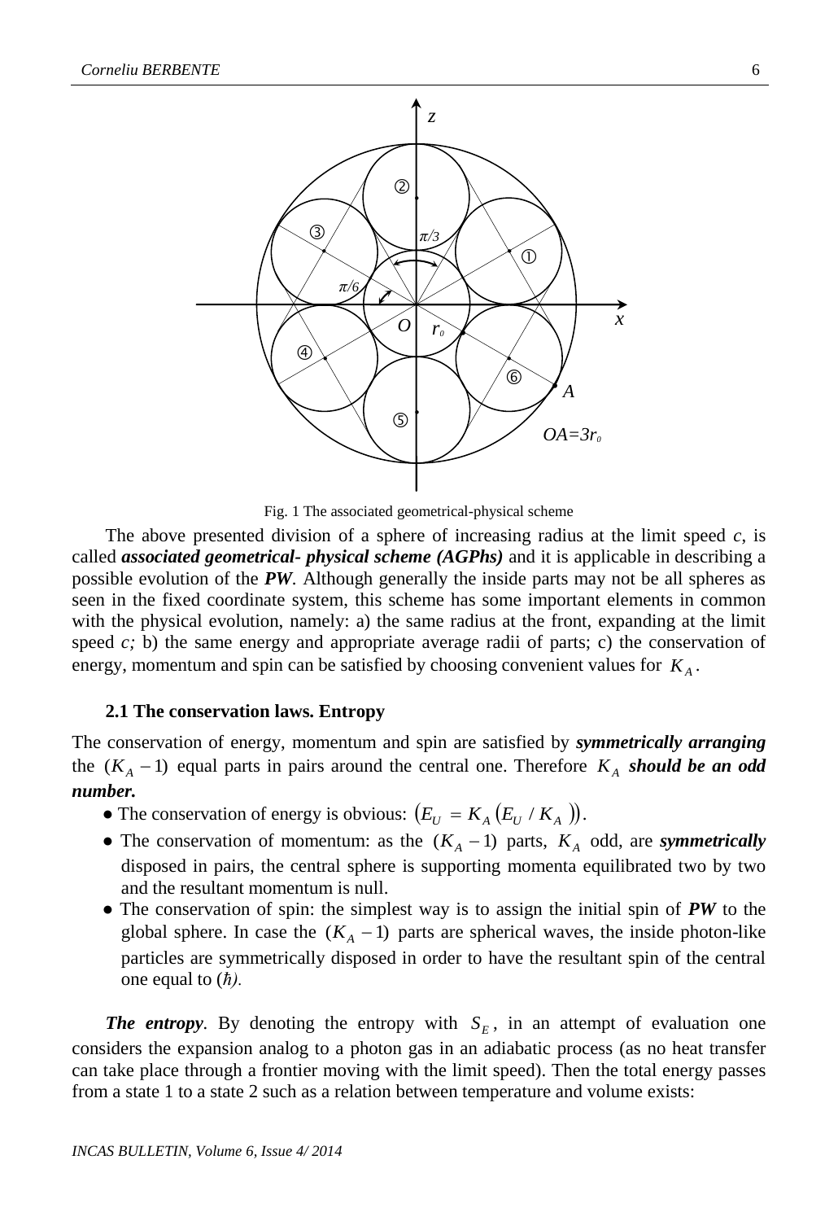Fig. 1 The associated geometrical-physical scheme

The above presented division of a sphere of increasing radius at the limit speed *c*, is called ***associated geometrical- physical scheme (AGPhs)*** and it is applicable in describing a possible evolution of the ***PW***. Although generally the inside parts may not be all spheres as seen in the fixed coordinate system, this scheme has some important elements in common with the physical evolution, namely: a) the same radius at the front, expanding at the limit speed *c;* b) the same energy and appropriate average radii of parts; c) the conservation of energy, momentum and spin can be satisfied by choosing convenient values for $K_A$.

### 2.1 The conservation laws. Entropy

The conservation of energy, momentum and spin are satisfied by ***symmetrically arranging*** the $(K_A - 1)$ equal parts in pairs around the central one. Therefore $K_A$ ***should be an odd number.***

- The conservation of energy is obvious: $\left(E_U = K_A\left(E_U / K_A\right)\right)$.
- The conservation of momentum: as the $(K_A - 1)$ parts, $K_A$ odd, are ***symmetrically*** disposed in pairs, the central sphere is supporting momenta equilibrated two by two and the resultant momentum is null.
- The conservation of spin: the simplest way is to assign the initial spin of ***PW*** to the global sphere. In case the $(K_A - 1)$ parts are spherical waves, the inside photon-like particles are symmetrically disposed in order to have the resultant spin of the central one equal to $(\hbar)$.

***The entropy***. By denoting the entropy with $S_E$, in an attempt of evaluation one considers the expansion analog to a photon gas in an adiabatic process (as no heat transfer can take place through a frontier moving with the limit speed). Then the total energy passes from a state 1 to a state 2 such as a relation between temperature and volume exists: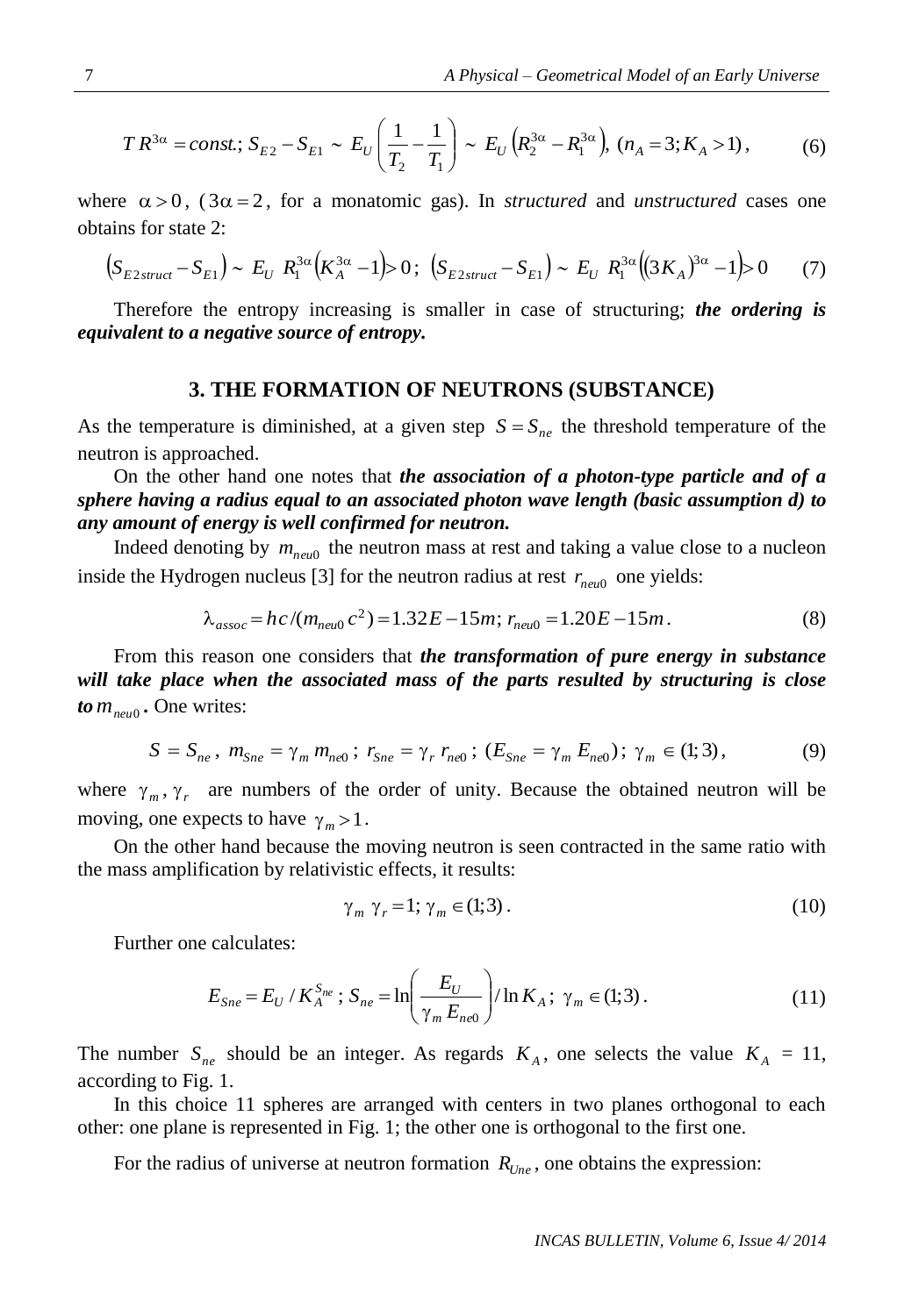$$T\,R^{3\alpha} = const.;\; S_{E2} - S_{E1} \sim E_U \left(\frac{1}{T_2} - \frac{1}{T_1}\right) \sim E_U \left(R_2^{3\alpha} - R_1^{3\alpha}\right),\; (n_A = 3; K_A > 1), \tag{6}$$

where $\alpha > 0$, ($3\alpha = 2$, for a monatomic gas). In *structured* and *unstructured* cases one obtains for state 2:

$$\left(S_{E2struct} - S_{E1}\right) \sim E_U\; R_1^{3\alpha}\left(K_A^{3\alpha} - 1\right) > 0;\; \left(S_{E2struct} - S_{E1}\right) \sim E_U\; R_1^{3\alpha}\left(\left(3K_A\right)^{3\alpha} - 1\right) > 0 \tag{7}$$

Therefore the entropy increasing is smaller in case of structuring; ***the ordering is equivalent to a negative source of entropy.***

## 3. THE FORMATION OF NEUTRONS (SUBSTANCE)

As the temperature is diminished, at a given step $S = S_{ne}$ the threshold temperature of the neutron is approached.

On the other hand one notes that ***the association of a photon-type particle and of a sphere having a radius equal to an associated photon wave length (basic assumption d) to any amount of energy is well confirmed for neutron.***

Indeed denoting by $m_{neu0}$ the neutron mass at rest and taking a value close to a nucleon inside the Hydrogen nucleus [3] for the neutron radius at rest $r_{neu0}$ one yields:

$$\lambda_{assoc} = hc/(m_{neu0}\,c^2) = 1.32E-15m;\; r_{neu0} = 1.20E-15m. \tag{8}$$

From this reason one considers that ***the transformation of pure energy in substance will take place when the associated mass of the parts resulted by structuring is close to*** $m_{neu0}$. One writes:

$$S = S_{ne},\; m_{Sne} = \gamma_m\, m_{ne0};\; r_{Sne} = \gamma_r\, r_{ne0};\; (E_{Sne} = \gamma_m\, E_{ne0});\; \gamma_m \in (1;3), \tag{9}$$

where $\gamma_m, \gamma_r$ are numbers of the order of unity. Because the obtained neutron will be moving, one expects to have $\gamma_m > 1$.

On the other hand because the moving neutron is seen contracted in the same ratio with the mass amplification by relativistic effects, it results:

$$\gamma_m\; \gamma_r = 1;\; \gamma_m \in (1;3). \tag{10}$$

Further one calculates:

$$E_{Sne} = E_U / K_A^{S_{ne}};\; S_{ne} = \ln\left(\frac{E_U}{\gamma_m\, E_{ne0}}\right) / \ln K_A;\; \gamma_m \in (1;3). \tag{11}$$

The number $S_{ne}$ should be an integer. As regards $K_A$, one selects the value $K_A$ = 11, according to Fig. 1.

In this choice 11 spheres are arranged with centers in two planes orthogonal to each other: one plane is represented in Fig. 1; the other one is orthogonal to the first one.

For the radius of universe at neutron formation $R_{Une}$, one obtains the expression: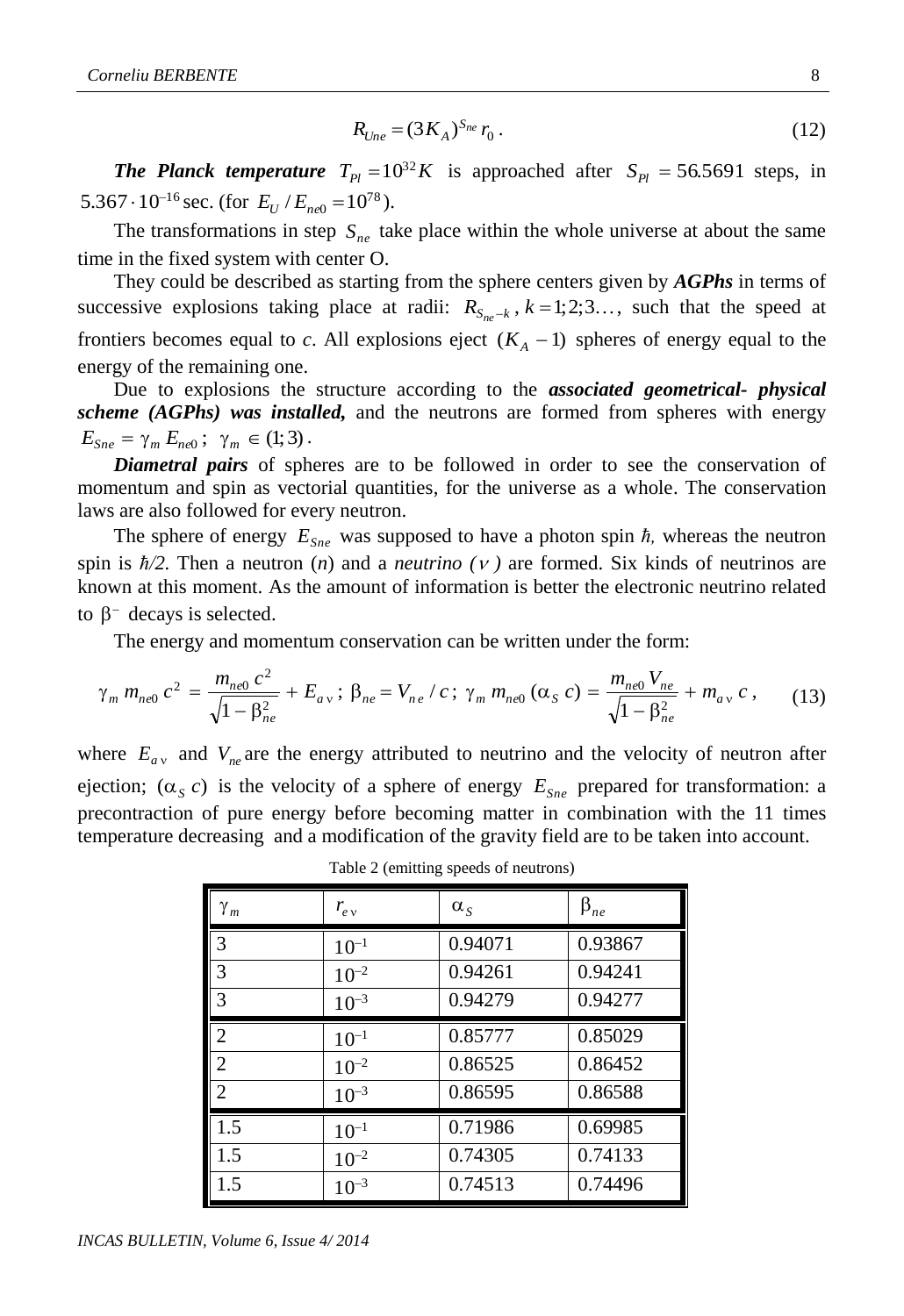$$R_{Une} = (3K_A)^{S_{ne}} r_0 \, . \tag{12}$$

***The Planck temperature*** $T_{Pl} = 10^{32} K$ is approached after $S_{Pl} = 56.5691$ steps, in $5.367 \cdot 10^{-16}$ sec. (for $E_U / E_{ne0} = 10^{78}$).

The transformations in step $S_{ne}$ take place within the whole universe at about the same time in the fixed system with center O.

They could be described as starting from the sphere centers given by ***AGPhs*** in terms of successive explosions taking place at radii: $R_{S_{ne}-k}$, $k = 1; 2; 3\ldots$, such that the speed at frontiers becomes equal to *c*. All explosions eject $(K_A - 1)$ spheres of energy equal to the energy of the remaining one.

Due to explosions the structure according to the ***associated geometrical- physical scheme (AGPhs) was installed,*** and the neutrons are formed from spheres with energy $E_{Sne} = \gamma_m E_{ne0}$; $\gamma_m \in (1; 3)$.

***Diametral pairs*** of spheres are to be followed in order to see the conservation of momentum and spin as vectorial quantities, for the universe as a whole. The conservation laws are also followed for every neutron.

The sphere of energy $E_{Sne}$ was supposed to have a photon spin *ħ,* whereas the neutron spin is *ħ/2.* Then a neutron (*n*) and a *neutrino* ($\nu$) are formed. Six kinds of neutrinos are known at this moment. As the amount of information is better the electronic neutrino related to $\beta^-$ decays is selected.

The energy and momentum conservation can be written under the form:

$$\gamma_m \, m_{ne0} \, c^2 = \frac{m_{ne0} \, c^2}{\sqrt{1-\beta_{ne}^2}} + E_{a\nu} \, ; \; \beta_{ne} = V_{ne} / c \, ; \; \gamma_m \, m_{ne0} \, (\alpha_S \, c) = \frac{m_{ne0} \, V_{ne}}{\sqrt{1-\beta_{ne}^2}} + m_{a\nu} \, c \, , \tag{13}$$

where $E_{a\nu}$ and $V_{ne}$ are the energy attributed to neutrino and the velocity of neutron after ejection; $(\alpha_S \, c)$ is the velocity of a sphere of energy $E_{Sne}$ prepared for transformation: a precontraction of pure energy before becoming matter in combination with the 11 times temperature decreasing and a modification of the gravity field are to be taken into account.

Table 2 (emitting speeds of neutrons)

| $\gamma_m$ | $r_{e\nu}$ | $\alpha_S$ | $\beta_{ne}$ |
|---|---|---|---|
| 3 | $10^{-1}$ | 0.94071 | 0.93867 |
| 3 | $10^{-2}$ | 0.94261 | 0.94241 |
| 3 | $10^{-3}$ | 0.94279 | 0.94277 |
| 2 | $10^{-1}$ | 0.85777 | 0.85029 |
| 2 | $10^{-2}$ | 0.86525 | 0.86452 |
| 2 | $10^{-3}$ | 0.86595 | 0.86588 |
| 1.5 | $10^{-1}$ | 0.71986 | 0.69985 |
| 1.5 | $10^{-2}$ | 0.74305 | 0.74133 |
| 1.5 | $10^{-3}$ | 0.74513 | 0.74496 |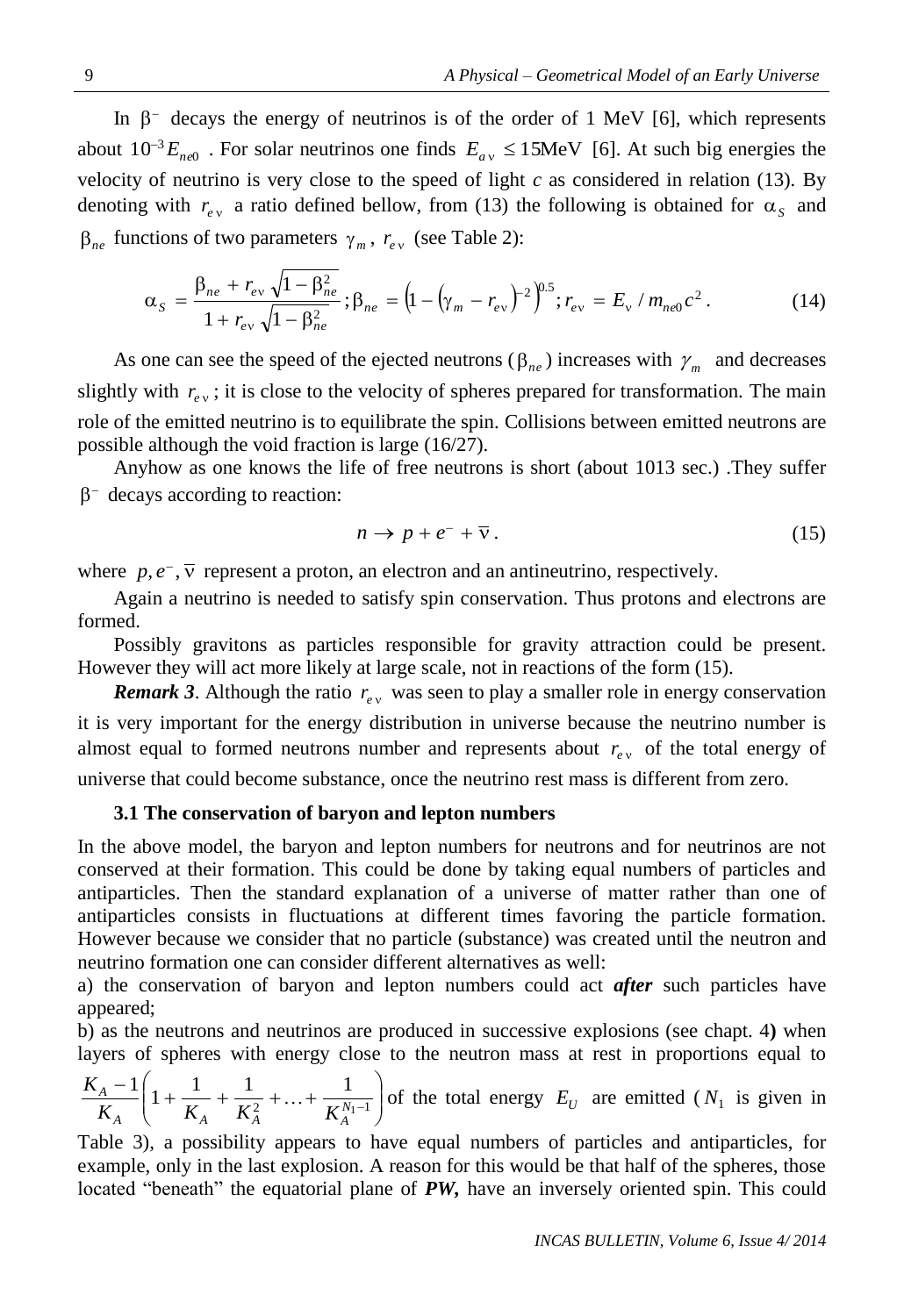In $\beta^-$ decays the energy of neutrinos is of the order of 1 MeV [6], which represents about $10^{-3}E_{ne0}$ . For solar neutrinos one finds $E_{a\nu} \leq 15\text{MeV}$ [6]. At such big energies the velocity of neutrino is very close to the speed of light *c* as considered in relation (13). By denoting with $r_{e\nu}$ a ratio defined bellow, from (13) the following is obtained for $\alpha_S$ and $\beta_{ne}$ functions of two parameters $\gamma_m$, $r_{e\nu}$ (see Table 2):

$$\alpha_S = \frac{\beta_{ne} + r_{e\nu}\sqrt{1-\beta_{ne}^2}}{1 + r_{e\nu}\sqrt{1-\beta_{ne}^2}}; \beta_{ne} = \left(1 - \left(\gamma_m - r_{e\nu}\right)^{-2}\right)^{0.5}; r_{e\nu} = E_\nu / m_{ne0}c^2 . \tag{14}$$

As one can see the speed of the ejected neutrons ($\beta_{ne}$) increases with $\gamma_m$ and decreases slightly with $r_{e\nu}$; it is close to the velocity of spheres prepared for transformation. The main role of the emitted neutrino is to equilibrate the spin. Collisions between emitted neutrons are possible although the void fraction is large (16/27).

Anyhow as one knows the life of free neutrons is short (about 1013 sec.) .They suffer $\beta^-$ decays according to reaction:

$$n \rightarrow p + e^- + \overline{\nu} . \tag{15}$$

where $p, e^-, \overline{\nu}$ represent a proton, an electron and an antineutrino, respectively.

Again a neutrino is needed to satisfy spin conservation. Thus protons and electrons are formed.

Possibly gravitons as particles responsible for gravity attraction could be present. However they will act more likely at large scale, not in reactions of the form (15).

***Remark 3***. Although the ratio $r_{e\nu}$ was seen to play a smaller role in energy conservation it is very important for the energy distribution in universe because the neutrino number is almost equal to formed neutrons number and represents about $r_{e\nu}$ of the total energy of universe that could become substance, once the neutrino rest mass is different from zero.

### 3.1 The conservation of baryon and lepton numbers

In the above model, the baryon and lepton numbers for neutrons and for neutrinos are not conserved at their formation. This could be done by taking equal numbers of particles and antiparticles. Then the standard explanation of a universe of matter rather than one of antiparticles consists in fluctuations at different times favoring the particle formation. However because we consider that no particle (substance) was created until the neutron and neutrino formation one can consider different alternatives as well:

a) the conservation of baryon and lepton numbers could act ***after*** such particles have appeared;

b) as the neutrons and neutrinos are produced in successive explosions (see chapt. 4**)** when layers of spheres with energy close to the neutron mass at rest in proportions equal to $\frac{K_A - 1}{K_A}\left(1 + \frac{1}{K_A} + \frac{1}{K_A^2} + \ldots + \frac{1}{K_A^{N_1-1}}\right)$ of the total energy $E_U$ are emitted ($N_1$ is given in Table 3), a possibility appears to have equal numbers of particles and antiparticles, for example, only in the last explosion. A reason for this would be that half of the spheres, those located "beneath" the equatorial plane of ***PW,*** have an inversely oriented spin. This could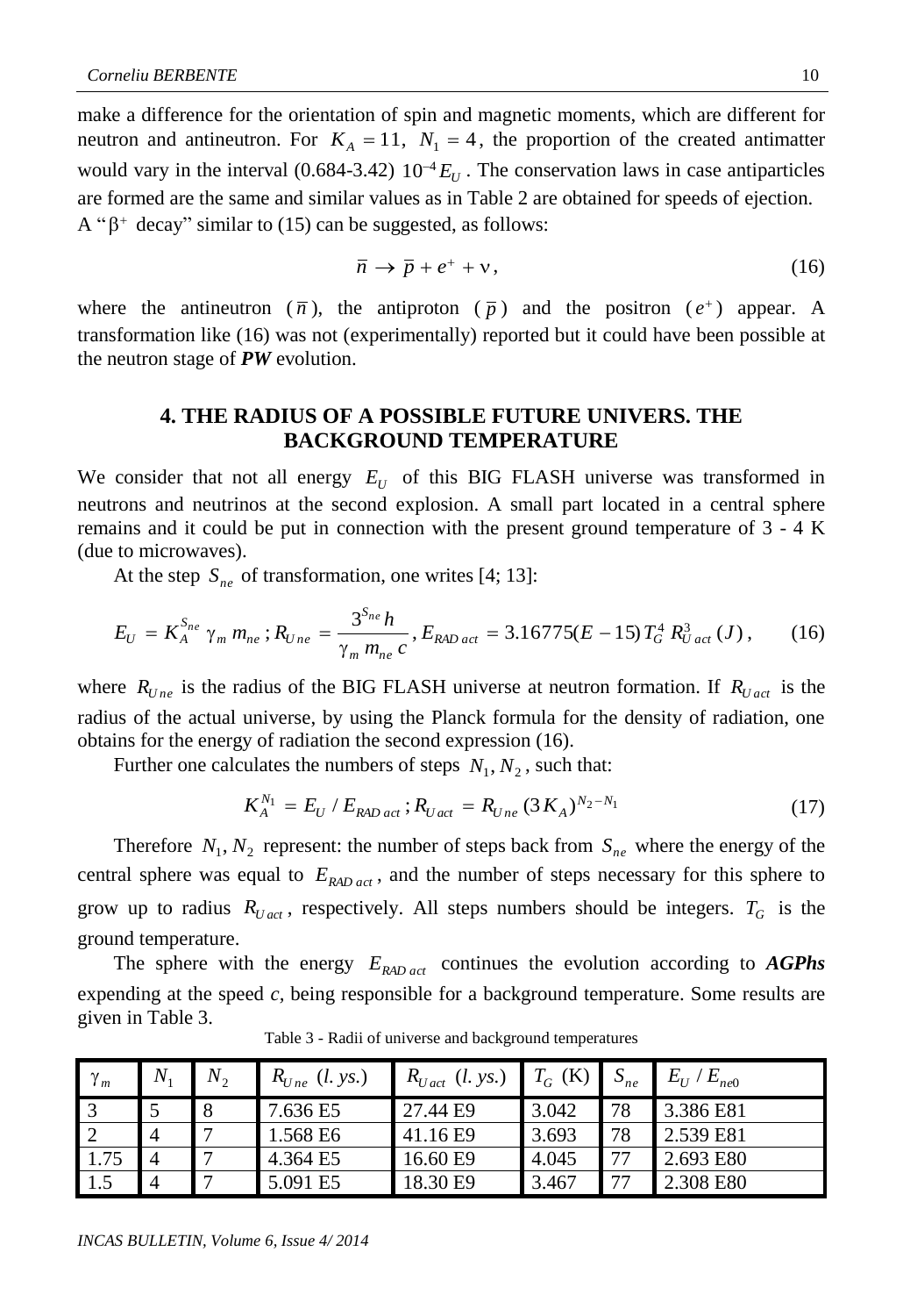make a difference for the orientation of spin and magnetic moments, which are different for neutron and antineutron. For $K_A = 11$, $N_1 = 4$, the proportion of the created antimatter would vary in the interval (0.684-3.42) $10^{-4} E_U$. The conservation laws in case antiparticles are formed are the same and similar values as in Table 2 are obtained for speeds of ejection.

A "$\beta^+$ decay" similar to (15) can be suggested, as follows:

$$\bar{n} \rightarrow \bar{p} + e^+ + \nu, \tag{16}$$

where the antineutron ($\bar{n}$), the antiproton ($\bar{p}$) and the positron ($e^+$) appear. A transformation like (16) was not (experimentally) reported but it could have been possible at the neutron stage of ***PW*** evolution.

## 4. THE RADIUS OF A POSSIBLE FUTURE UNIVERS. THE BACKGROUND TEMPERATURE

We consider that not all energy $E_U$ of this BIG FLASH universe was transformed in neutrons and neutrinos at the second explosion. A small part located in a central sphere remains and it could be put in connection with the present ground temperature of 3 - 4 K (due to microwaves).

At the step $S_{ne}$ of transformation, one writes [4; 13]:

$$E_U = K_A^{S_{ne}} \gamma_m m_{ne} \, ; R_{U ne} = \frac{3^{S_{ne}} h}{\gamma_m m_{ne} c}, E_{RAD\,act} = 3.16775(E-15)\, T_G^4 \, R_{U\,act}^3 \, (J), \tag{16}$$

where $R_{U ne}$ is the radius of the BIG FLASH universe at neutron formation. If $R_{U act}$ is the radius of the actual universe, by using the Planck formula for the density of radiation, one obtains for the energy of radiation the second expression (16).

Further one calculates the numbers of steps $N_1, N_2$, such that:

$$K_A^{N_1} = E_U / E_{RAD\,act} \, ; R_{U act} = R_{U ne} (3K_A)^{N_2 - N_1} \tag{17}$$

Therefore $N_1, N_2$ represent: the number of steps back from $S_{ne}$ where the energy of the central sphere was equal to $E_{RAD\,act}$, and the number of steps necessary for this sphere to grow up to radius $R_{U act}$, respectively. All steps numbers should be integers. $T_G$ is the ground temperature.

The sphere with the energy $E_{RAD\,act}$ continues the evolution according to ***AGPhs*** expending at the speed *c*, being responsible for a background temperature. Some results are given in Table 3.

Table 3 - Radii of universe and background temperatures

| $\gamma_m$ | $N_1$ | $N_2$ | $R_{U ne}$ (*l. ys.*) | $R_{U act}$ (*l. ys.*) | $T_G$ (K) | $S_{ne}$ | $E_U / E_{ne0}$ |
|---|---|---|---|---|---|---|---|
| 3 | 5 | 8 | 7.636 E5 | 27.44 E9 | 3.042 | 78 | 3.386 E81 |
| 2 | 4 | 7 | 1.568 E6 | 41.16 E9 | 3.693 | 78 | 2.539 E81 |
| 1.75 | 4 | 7 | 4.364 E5 | 16.60 E9 | 4.045 | 77 | 2.693 E80 |
| 1.5 | 4 | 7 | 5.091 E5 | 18.30 E9 | 3.467 | 77 | 2.308 E80 |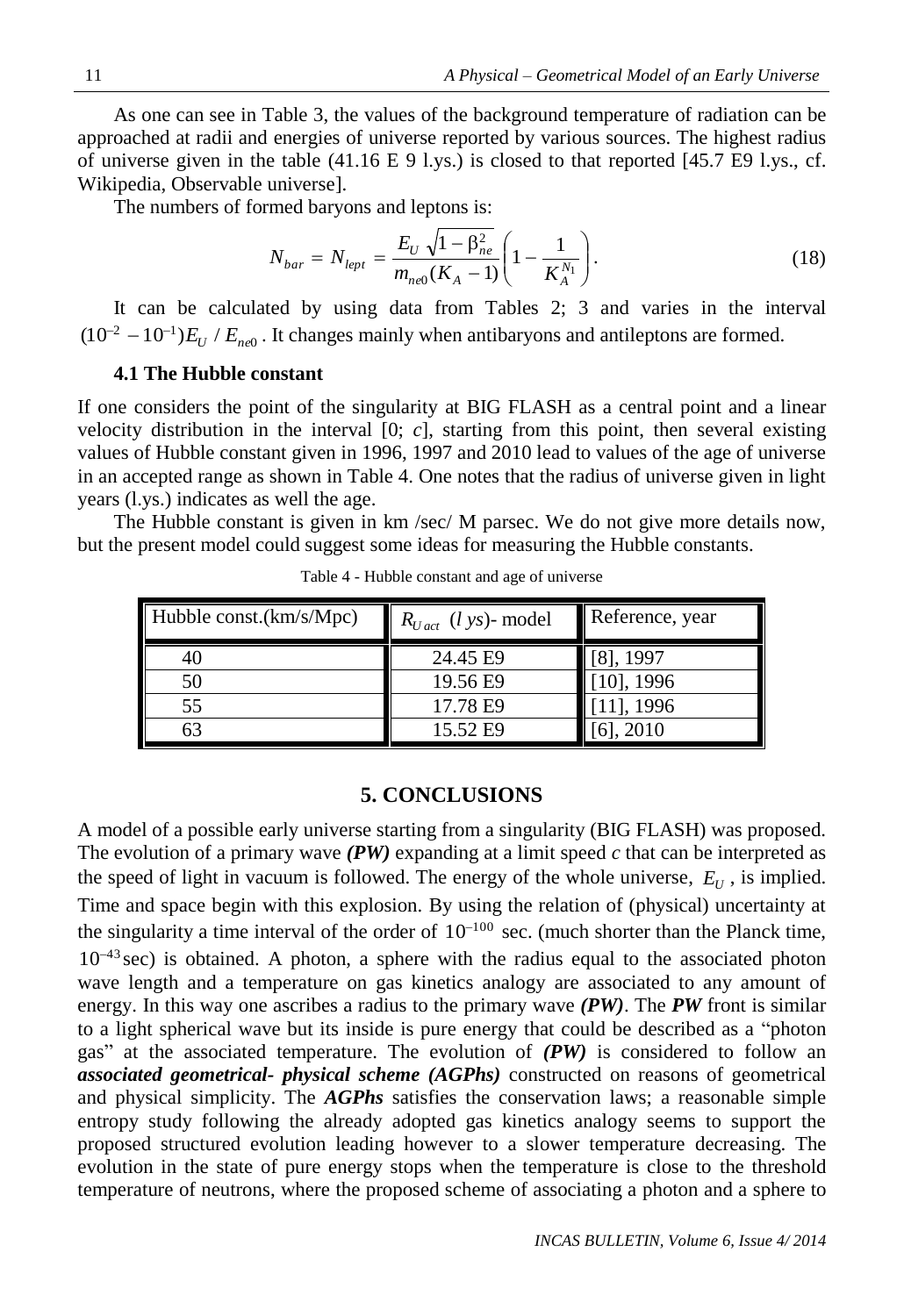As one can see in Table 3, the values of the background temperature of radiation can be approached at radii and energies of universe reported by various sources. The highest radius of universe given in the table (41.16 E 9 l.ys.) is closed to that reported [45.7 E9 l.ys., cf. Wikipedia, Observable universe].

The numbers of formed baryons and leptons is:

$$N_{bar} = N_{lept} = \frac{E_U \sqrt{1-\beta_{ne}^2}}{m_{ne0}(K_A - 1)}\left(1 - \frac{1}{K_A^{N_1}}\right). \tag{18}$$

It can be calculated by using data from Tables 2; 3 and varies in the interval $(10^{-2} - 10^{-1})E_U / E_{ne0}$. It changes mainly when antibaryons and antileptons are formed.

### 4.1 The Hubble constant

If one considers the point of the singularity at BIG FLASH as a central point and a linear velocity distribution in the interval [0; *c*], starting from this point, then several existing values of Hubble constant given in 1996, 1997 and 2010 lead to values of the age of universe in an accepted range as shown in Table 4. One notes that the radius of universe given in light years (l.ys.) indicates as well the age.

The Hubble constant is given in km /sec/ M parsec. We do not give more details now, but the present model could suggest some ideas for measuring the Hubble constants.

Table 4 - Hubble constant and age of universe

| Hubble const.(km/s/Mpc) | $R_{U\,act}$ $(l\ ys)$- model | Reference, year |
|---|---|---|
| 40 | 24.45 E9 | [8], 1997 |
| 50 | 19.56 E9 | [10], 1996 |
| 55 | 17.78 E9 | [11], 1996 |
| 63 | 15.52 E9 | [6], 2010 |

## 5. CONCLUSIONS

A model of a possible early universe starting from a singularity (BIG FLASH) was proposed. The evolution of a primary wave ***(PW)*** expanding at a limit speed *c* that can be interpreted as the speed of light in vacuum is followed. The energy of the whole universe, $E_U$, is implied. Time and space begin with this explosion. By using the relation of (physical) uncertainty at the singularity a time interval of the order of $10^{-100}$ sec. (much shorter than the Planck time, $10^{-43}$ sec) is obtained. A photon, a sphere with the radius equal to the associated photon wave length and a temperature on gas kinetics analogy are associated to any amount of energy. In this way one ascribes a radius to the primary wave ***(PW)***. The ***PW*** front is similar to a light spherical wave but its inside is pure energy that could be described as a "photon gas" at the associated temperature. The evolution of ***(PW)*** is considered to follow an ***associated geometrical- physical scheme (AGPhs)*** constructed on reasons of geometrical and physical simplicity. The ***AGPhs*** satisfies the conservation laws; a reasonable simple entropy study following the already adopted gas kinetics analogy seems to support the proposed structured evolution leading however to a slower temperature decreasing. The evolution in the state of pure energy stops when the temperature is close to the threshold temperature of neutrons, where the proposed scheme of associating a photon and a sphere to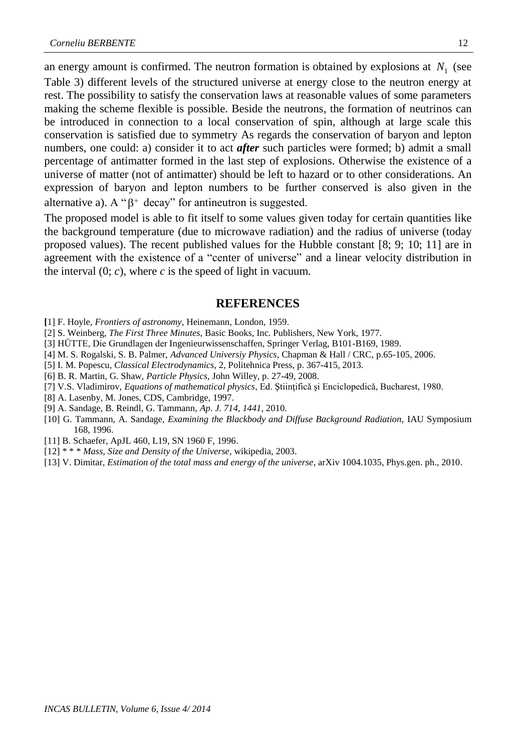an energy amount is confirmed. The neutron formation is obtained by explosions at $N_1$ (see Table 3) different levels of the structured universe at energy close to the neutron energy at rest. The possibility to satisfy the conservation laws at reasonable values of some parameters making the scheme flexible is possible. Beside the neutrons, the formation of neutrinos can be introduced in connection to a local conservation of spin, although at large scale this conservation is satisfied due to symmetry As regards the conservation of baryon and lepton numbers, one could: a) consider it to act ***after*** such particles were formed; b) admit a small percentage of antimatter formed in the last step of explosions. Otherwise the existence of a universe of matter (not of antimatter) should be left to hazard or to other considerations. An expression of baryon and lepton numbers to be further conserved is also given in the alternative a). A "$\beta^+$ decay" for antineutron is suggested.

The proposed model is able to fit itself to some values given today for certain quantities like the background temperature (due to microwave radiation) and the radius of universe (today proposed values). The recent published values for the Hubble constant [8; 9; 10; 11] are in agreement with the existence of a "center of universe" and a linear velocity distribution in the interval (0; *c*), where *c* is the speed of light in vacuum.

## REFERENCES

[1] F. Hoyle, *Frontiers of astronomy*, Heinemann, London, 1959.

[2] S. Weinberg, *The First Three Minutes*, Basic Books, Inc. Publishers, New York, 1977.

[3] HÜTTE, Die Grundlagen der Ingenieurwissenschaffen, Springer Verlag, B101-B169, 1989.

[4] M. S. Rogalski, S. B. Palmer, *Advanced Universiy Physics*, Chapman & Hall / CRC, p.65-105, 2006.

[5] I. M. Popescu, *Classical Electrodynamics*, 2, Politehnica Press, p. 367-415, 2013.

[6] B. R. Martin, G. Shaw, *Particle Physics*, John Willey, p. 27-49, 2008.

[7] V.S. Vladimirov, *Equations of mathematical physics*, Ed. Ştiinţifică şi Enciclopedică, Bucharest, 1980.

[8] A. Lasenby, M. Jones, CDS, Cambridge, 1997.

[9] A. Sandage, B. Reindl, G. Tammann, *Ap. J. 714, 1441*, 2010.

[10] G. Tammann, A. Sandage, *Examining the Blackbody and Diffuse Background Radiation*, IAU Symposium 168, 1996.

[11] B. Schaefer, ApJL 460, L19, SN 1960 F, 1996.

[12] * * * *Mass, Size and Density of the Universe*, wikipedia, 2003.

[13] V. Dimitar, *Estimation of the total mass and energy of the universe*, arXiv 1004.1035, Phys.gen. ph., 2010.